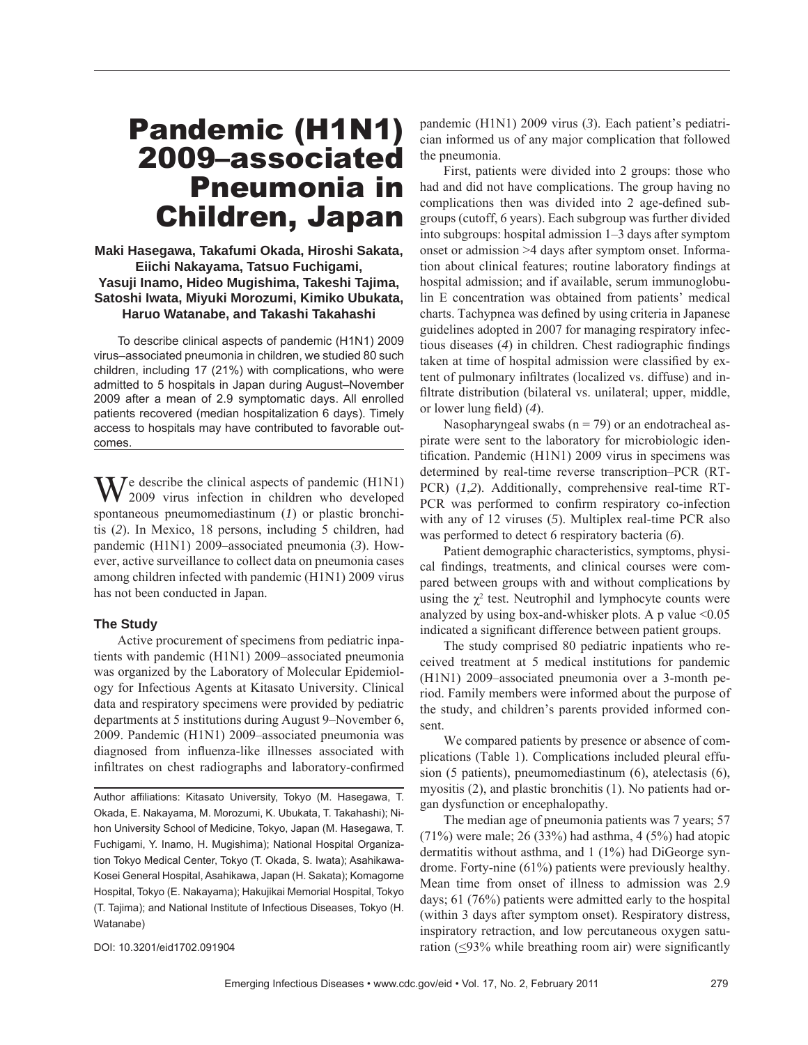# Pandemic (H1N1) 2009–associated Pneumonia in Children, Japan

**Maki Hasegawa, Takafumi Okada, Hiroshi Sakata, Eiichi Nakayama, Tatsuo Fuchigami, Yasuji Inamo, Hideo Mugishima, Takeshi Tajima, Satoshi Iwata, Miyuki Morozumi, Kimiko Ubukata, Haruo Watanabe, and Takashi Takahashi**

To describe clinical aspects of pandemic (H1N1) 2009 virus–associated pneumonia in children, we studied 80 such children, including 17 (21%) with complications, who were admitted to 5 hospitals in Japan during August–November 2009 after a mean of 2.9 symptomatic days. All enrolled patients recovered (median hospitalization 6 days). Timely access to hospitals may have contributed to favorable outcomes.

We describe the clinical aspects of pandemic (H1N1) 2009 virus infection in children who developed spontaneous pneumomediastinum (*1*) or plastic bronchitis (*2*). In Mexico, 18 persons, including 5 children, had pandemic (H1N1) 2009–associated pneumonia (*3*). However, active surveillance to collect data on pneumonia cases among children infected with pandemic (H1N1) 2009 virus has not been conducted in Japan.

## The Study

Active procurement of specimens from pediatric inpatients with pandemic (H1N1) 2009–associated pneumonia was organized by the Laboratory of Molecular Epidemiology for Infectious Agents at Kitasato University. Clinical data and respiratory specimens were provided by pediatric departments at 5 institutions during August 9–November 6, 2009. Pandemic (H1N1) 2009–associated pneumonia was diagnosed from influenza-like illnesses associated with infiltrates on chest radiographs and laboratory-confirmed pandemic (H1N1) 2009 virus (*3*). Each patient's pediatrician informed us of any major complication that followed the pneumonia.

First, patients were divided into 2 groups: those who had and did not have complications. The group having no complications then was divided into 2 age-defined subgroups (cutoff, 6 years). Each subgroup was further divided into subgroups: hospital admission 1–3 days after symptom onset or admission >4 days after symptom onset. Information about clinical features; routine laboratory findings at hospital admission; and if available, serum immunoglobulin E concentration was obtained from patients' medical charts. Tachypnea was defined by using criteria in Japanese guidelines adopted in 2007 for managing respiratory infectious diseases (*4*) in children. Chest radiographic findings taken at time of hospital admission were classified by extent of pulmonary infiltrates (localized vs. diffuse) and infiltrate distribution (bilateral vs. unilateral; upper, middle, or lower lung field) (*4*).

Nasopharyngeal swabs (n = 79) or an endotracheal aspirate were sent to the laboratory for microbiologic identification. Pandemic (H1N1) 2009 virus in specimens was determined by real-time reverse transcription–PCR (RT-PCR) (*1*,*2*). Additionally, comprehensive real-time RT-PCR was performed to confirm respiratory co-infection with any of 12 viruses (*5*). Multiplex real-time PCR also was performed to detect 6 respiratory bacteria (*6*).

Patient demographic characteristics, symptoms, physical findings, treatments, and clinical courses were compared between groups with and without complications by using the $\chi^2$ test. Neutrophil and lymphocyte counts were analyzed by using box-and-whisker plots. A p value <0.05 indicated a significant difference between patient groups.

The study comprised 80 pediatric inpatients who received treatment at 5 medical institutions for pandemic (H1N1) 2009–associated pneumonia over a 3-month period. Family members were informed about the purpose of the study, and children's parents provided informed consent.

We compared patients by presence or absence of complications (Table 1). Complications included pleural effusion (5 patients), pneumomediastinum (6), atelectasis (6), myositis (2), and plastic bronchitis (1). No patients had organ dysfunction or encephalopathy.

The median age of pneumonia patients was 7 years; 57 (71%) were male; 26 (33%) had asthma, 4 (5%) had atopic dermatitis without asthma, and 1 (1%) had DiGeorge syndrome. Forty-nine (61%) patients were previously healthy. Mean time from onset of illness to admission was 2.9 days; 61 (76%) patients were admitted early to the hospital (within 3 days after symptom onset). Respiratory distress, inspiratory retraction, and low percutaneous oxygen saturation (≤93% while breathing room air) were significantly

Author affiliations: Kitasato University, Tokyo (M. Hasegawa, T. Okada, E. Nakayama, M. Morozumi, K. Ubukata, T. Takahashi); Nihon University School of Medicine, Tokyo, Japan (M. Hasegawa, T. Fuchigami, Y. Inamo, H. Mugishima); National Hospital Organization Tokyo Medical Center, Tokyo (T. Okada, S. Iwata); Asahikawa-Kosei General Hospital, Asahikawa, Japan (H. Sakata); Komagome Hospital, Tokyo (E. Nakayama); Hakujikai Memorial Hospital, Tokyo (T. Tajima); and National Institute of Infectious Diseases, Tokyo (H. Watanabe)

DOI: 10.3201/eid1702.091904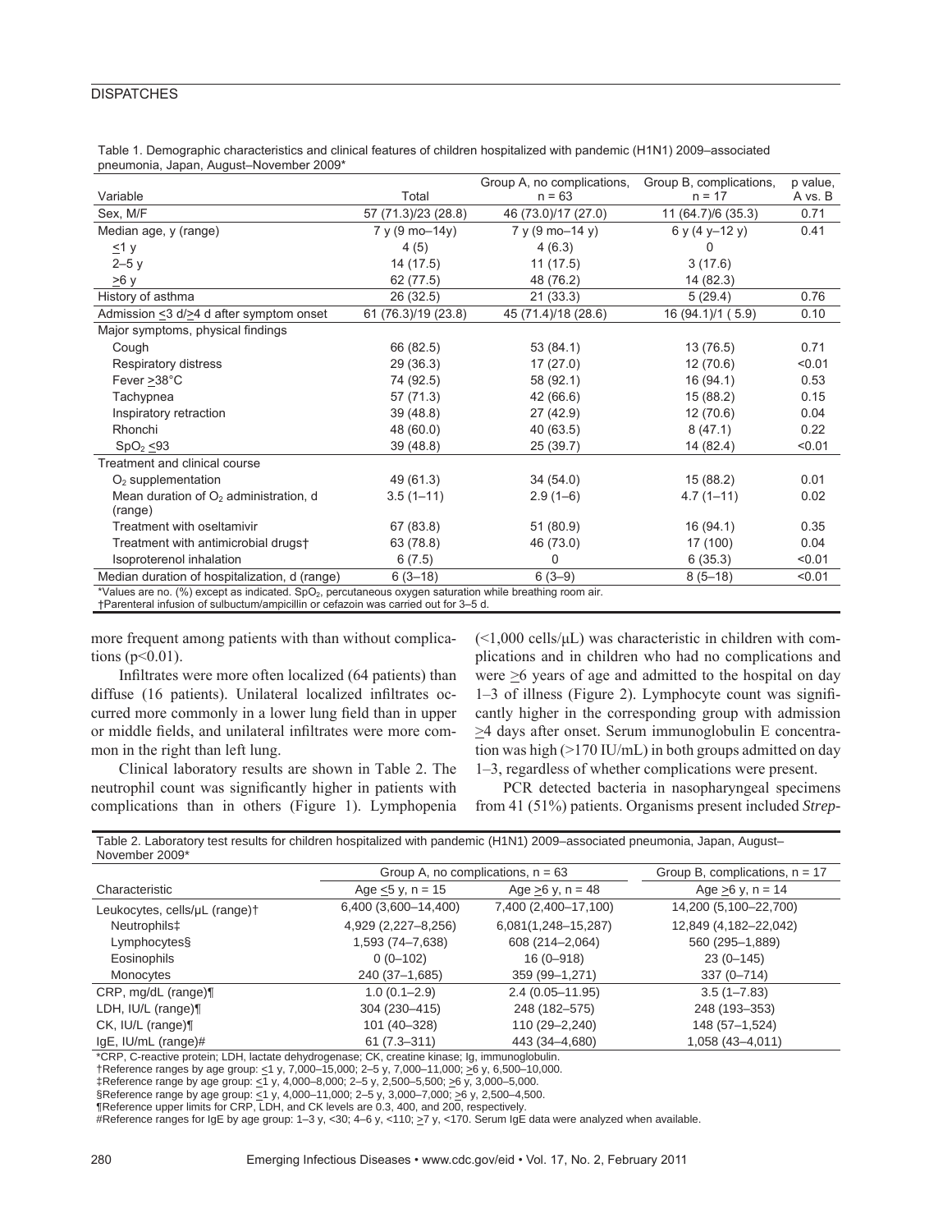Table 1. Demographic characteristics and clinical features of children hospitalized with pandemic (H1N1) 2009–associated pneumonia, Japan, August–November 2009*

| Variable | Total | Group A, no complications, n = 63 | Group B, complications, n = 17 | p value, A vs. B |
|---|---|---|---|---|
| Sex, M/F | 57 (71.3)/23 (28.8) | 46 (73.0)/17 (27.0) | 11 (64.7)/6 (35.3) | 0.71 |
| Median age, y (range) | 7 y (9 mo–14y) | 7 y (9 mo–14 y) | 6 y (4 y–12 y) | 0.41 |
| $\leq$1 y | 4 (5) | 4 (6.3) | 0 | |
| 2–5 y | 14 (17.5) | 11 (17.5) | 3 (17.6) | |
| $\geq$6 y | 62 (77.5) | 48 (76.2) | 14 (82.3) | |
| History of asthma | 26 (32.5) | 21 (33.3) | 5 (29.4) | 0.76 |
| Admission $\leq$3 d/$\geq$4 d after symptom onset | 61 (76.3)/19 (23.8) | 45 (71.4)/18 (28.6) | 16 (94.1)/1 ( 5.9) | 0.10 |
| Major symptoms, physical findings | | | | |
| Cough | 66 (82.5) | 53 (84.1) | 13 (76.5) | 0.71 |
| Respiratory distress | 29 (36.3) | 17 (27.0) | 12 (70.6) | <0.01 |
| Fever $\geq$38°C | 74 (92.5) | 58 (92.1) | 16 (94.1) | 0.53 |
| Tachypnea | 57 (71.3) | 42 (66.6) | 15 (88.2) | 0.15 |
| Inspiratory retraction | 39 (48.8) | 27 (42.9) | 12 (70.6) | 0.04 |
| Rhonchi | 48 (60.0) | 40 (63.5) | 8 (47.1) | 0.22 |
| $SpO_2$ $\leq$93 | 39 (48.8) | 25 (39.7) | 14 (82.4) | <0.01 |
| Treatment and clinical course | | | | |
| $O_2$ supplementation | 49 (61.3) | 34 (54.0) | 15 (88.2) | 0.01 |
| Mean duration of $O_2$ administration, d (range) | 3.5 (1–11) | 2.9 (1–6) | 4.7 (1–11) | 0.02 |
| Treatment with oseltamivir | 67 (83.8) | 51 (80.9) | 16 (94.1) | 0.35 |
| Treatment with antimicrobial drugs† | 63 (78.8) | 46 (73.0) | 17 (100) | 0.04 |
| Isoproterenol inhalation | 6 (7.5) | 0 | 6 (35.3) | <0.01 |
| Median duration of hospitalization, d (range) | 6 (3–18) | 6 (3–9) | 8 (5–18) | <0.01 |

*Values are no. (%) except as indicated. $SpO_2$, percutaneous oxygen saturation while breathing room air.
†Parenteral infusion of sulbuctum/ampicillin or cefazoin was carried out for 3–5 d.

more frequent among patients with than without complications ($p<0.01$).

Infiltrates were more often localized (64 patients) than diffuse (16 patients). Unilateral localized infiltrates occurred more commonly in a lower lung field than in upper or middle fields, and unilateral infiltrates were more common in the right than left lung.

Clinical laboratory results are shown in Table 2. The neutrophil count was significantly higher in patients with complications than in others (Figure 1). Lymphopenia (<1,000 cells/μL) was characteristic in children with complications and in children who had no complications and were $\geq$6 years of age and admitted to the hospital on day 1–3 of illness (Figure 2). Lymphocyte count was significantly higher in the corresponding group with admission $\geq$4 days after onset. Serum immunoglobulin E concentration was high (>170 IU/mL) in both groups admitted on day 1–3, regardless of whether complications were present.

PCR detected bacteria in nasopharyngeal specimens from 41 (51%) patients. Organisms present included *Strep-*

Table 2. Laboratory test results for children hospitalized with pandemic (H1N1) 2009–associated pneumonia, Japan, August–November 2009*

| Characteristic | Group A, no complications, n = 63 | | Group B, complications, n = 17 |
|---|---|---|---|
| | Age $\leq$5 y, n = 15 | Age $\geq$6 y, n = 48 | Age $\geq$6 y, n = 14 |
| Leukocytes, cells/μL (range)† | 6,400 (3,600–14,400) | 7,400 (2,400–17,100) | 14,200 (5,100–22,700) |
| Neutrophils‡ | 4,929 (2,227–8,256) | 6,081(1,248–15,287) | 12,849 (4,182–22,042) |
| Lymphocytes§ | 1,593 (74–7,638) | 608 (214–2,064) | 560 (295–1,889) |
| Eosinophils | 0 (0–102) | 16 (0–918) | 23 (0–145) |
| Monocytes | 240 (37–1,685) | 359 (99–1,271) | 337 (0–714) |
| CRP, mg/dL (range)¶ | 1.0 (0.1–2.9) | 2.4 (0.05–11.95) | 3.5 (1–7.83) |
| LDH, IU/L (range)¶ | 304 (230–415) | 248 (182–575) | 248 (193–353) |
| CK, IU/L (range)¶ | 101 (40–328) | 110 (29–2,240) | 148 (57–1,524) |
| IgE, IU/mL (range)# | 61 (7.3–311) | 443 (34–4,680) | 1,058 (43–4,011) |

*CRP, C-reactive protein; LDH, lactate dehydrogenase; CK, creatine kinase; Ig, immunoglobulin.
†Reference ranges by age group: $\leq$1 y, 7,000–15,000; 2–5 y, 7,000–11,000; $\geq$6 y, 6,500–10,000.
‡Reference range by age group: $\leq$1 y, 4,000–8,000; 2–5 y, 2,500–5,500; $\geq$6 y, 3,000–5,000.
§Reference range by age group: $\leq$1 y, 4,000–11,000; 2–5 y, 3,000–7,000; $\geq$6 y, 2,500–4,500.
¶Reference upper limits for CRP, LDH, and CK levels are 0.3, 400, and 200, respectively.
#Reference ranges for IgE by age group: 1–3 y, <30; 4–6 y, <110; $\geq$7 y, <170. Serum IgE data were analyzed when available.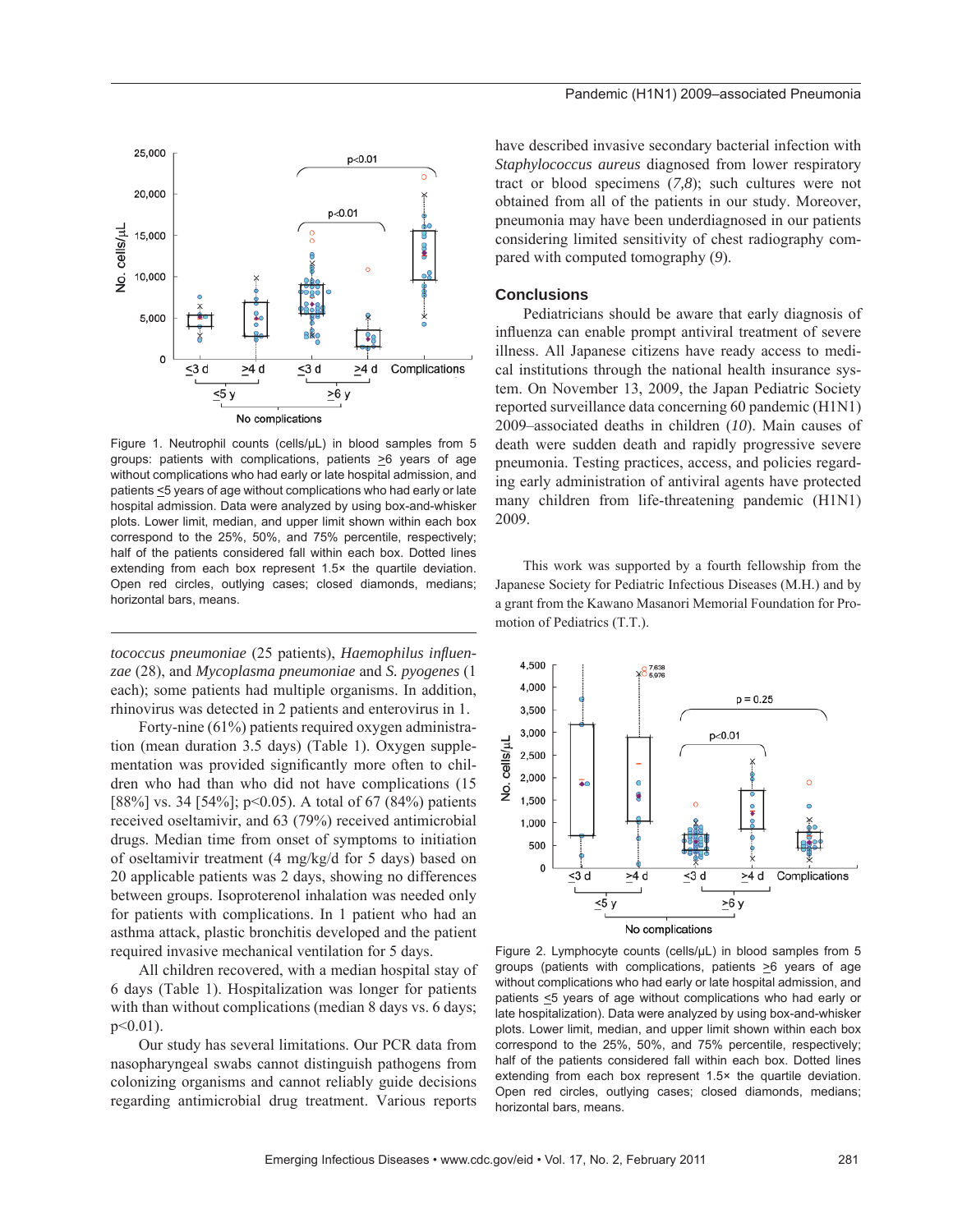Figure 1. Neutrophil counts (cells/μL) in blood samples from 5 groups: patients with complications, patients ≥6 years of age without complications who had early or late hospital admission, and patients ≤5 years of age without complications who had early or late hospital admission. Data were analyzed by using box-and-whisker plots. Lower limit, median, and upper limit shown within each box correspond to the 25%, 50%, and 75% percentile, respectively; half of the patients considered fall within each box. Dotted lines extending from each box represent 1.5× the quartile deviation. Open red circles, outlying cases; closed diamonds, medians; horizontal bars, means.

*tococcus pneumoniae* (25 patients), *Haemophilus influenzae* (28), and *Mycoplasma pneumoniae* and *S. pyogenes* (1 each); some patients had multiple organisms. In addition, rhinovirus was detected in 2 patients and enterovirus in 1.

Forty-nine (61%) patients required oxygen administration (mean duration 3.5 days) (Table 1). Oxygen supplementation was provided significantly more often to children who had than who did not have complications (15 [88%] vs. 34 [54%]; $p<0.05$). A total of 67 (84%) patients received oseltamivir, and 63 (79%) received antimicrobial drugs. Median time from onset of symptoms to initiation of oseltamivir treatment (4 mg/kg/d for 5 days) based on 20 applicable patients was 2 days, showing no differences between groups. Isoproterenol inhalation was needed only for patients with complications. In 1 patient who had an asthma attack, plastic bronchitis developed and the patient required invasive mechanical ventilation for 5 days.

All children recovered, with a median hospital stay of 6 days (Table 1). Hospitalization was longer for patients with than without complications (median 8 days vs. 6 days; $p<0.01$).

Our study has several limitations. Our PCR data from nasopharyngeal swabs cannot distinguish pathogens from colonizing organisms and cannot reliably guide decisions regarding antimicrobial drug treatment. Various reports have described invasive secondary bacterial infection with *Staphylococcus aureus* diagnosed from lower respiratory tract or blood specimens (*7,8*); such cultures were not obtained from all of the patients in our study. Moreover, pneumonia may have been underdiagnosed in our patients considering limited sensitivity of chest radiography compared with computed tomography (*9*).

## Conclusions

Pediatricians should be aware that early diagnosis of influenza can enable prompt antiviral treatment of severe illness. All Japanese citizens have ready access to medical institutions through the national health insurance system. On November 13, 2009, the Japan Pediatric Society reported surveillance data concerning 60 pandemic (H1N1) 2009–associated deaths in children (*10*). Main causes of death were sudden death and rapidly progressive severe pneumonia. Testing practices, access, and policies regarding early administration of antiviral agents have protected many children from life-threatening pandemic (H1N1) 2009.

This work was supported by a fourth fellowship from the Japanese Society for Pediatric Infectious Diseases (M.H.) and by a grant from the Kawano Masanori Memorial Foundation for Promotion of Pediatrics (T.T.).

Figure 2. Lymphocyte counts (cells/μL) in blood samples from 5 groups (patients with complications, patients ≥6 years of age without complications who had early or late hospital admission, and patients ≤5 years of age without complications who had early or late hospitalization). Data were analyzed by using box-and-whisker plots. Lower limit, median, and upper limit shown within each box correspond to the 25%, 50%, and 75% percentile, respectively; half of the patients considered fall within each box. Dotted lines extending from each box represent 1.5× the quartile deviation. Open red circles, outlying cases; closed diamonds, medians; horizontal bars, means.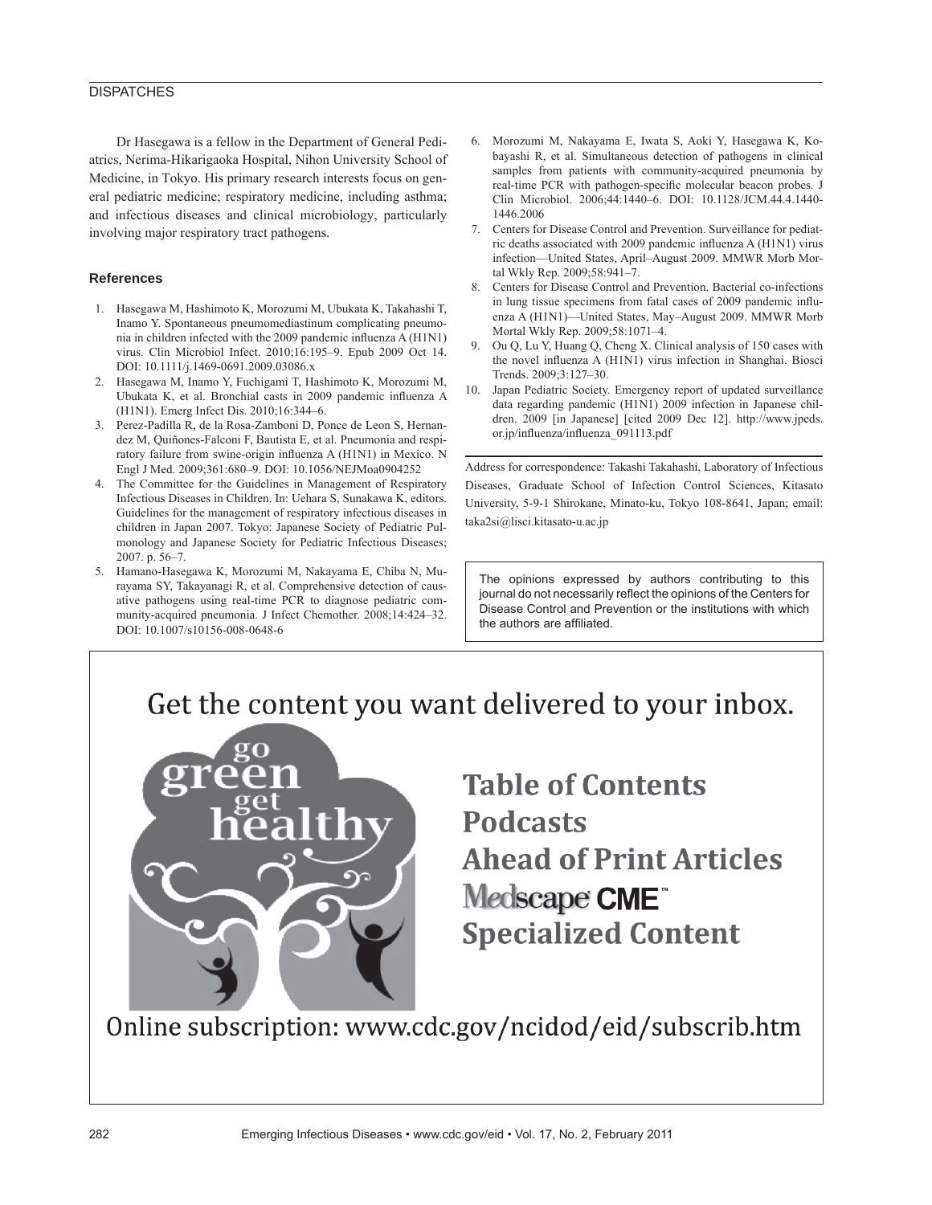Dr Hasegawa is a fellow in the Department of General Pediatrics, Nerima-Hikarigaoka Hospital, Nihon University School of Medicine, in Tokyo. His primary research interests focus on general pediatric medicine; respiratory medicine, including asthma; and infectious diseases and clinical microbiology, particularly involving major respiratory tract pathogens.

## References

1. Hasegawa M, Hashimoto K, Morozumi M, Ubukata K, Takahashi T, Inamo Y. Spontaneous pneumomediastinum complicating pneumonia in children infected with the 2009 pandemic influenza A (H1N1) virus. Clin Microbiol Infect. 2010;16:195–9. Epub 2009 Oct 14. DOI: 10.1111/j.1469-0691.2009.03086.x
2. Hasegawa M, Inamo Y, Fuchigami T, Hashimoto K, Morozumi M, Ubukata K, et al. Bronchial casts in 2009 pandemic influenza A (H1N1). Emerg Infect Dis. 2010;16:344–6.
3. Perez-Padilla R, de la Rosa-Zamboni D, Ponce de Leon S, Hernandez M, Quiñones-Falconi F, Bautista E, et al. Pneumonia and respiratory failure from swine-origin influenza A (H1N1) in Mexico. N Engl J Med. 2009;361:680–9. DOI: 10.1056/NEJMoa0904252
4. The Committee for the Guidelines in Management of Respiratory Infectious Diseases in Children. In: Uehara S, Sunakawa K, editors. Guidelines for the management of respiratory infectious diseases in children in Japan 2007. Tokyo: Japanese Society of Pediatric Pulmonology and Japanese Society for Pediatric Infectious Diseases; 2007. p. 56–7.
5. Hamano-Hasegawa K, Morozumi M, Nakayama E, Chiba N, Murayama SY, Takayanagi R, et al. Comprehensive detection of causative pathogens using real-time PCR to diagnose pediatric community-acquired pneumonia. J Infect Chemother. 2008;14:424–32. DOI: 10.1007/s10156-008-0648-6
6. Morozumi M, Nakayama E, Iwata S, Aoki Y, Hasegawa K, Kobayashi R, et al. Simultaneous detection of pathogens in clinical samples from patients with community-acquired pneumonia by real-time PCR with pathogen-specific molecular beacon probes. J Clin Microbiol. 2006;44:1440–6. DOI: 10.1128/JCM.44.4.1440-1446.2006
7. Centers for Disease Control and Prevention. Surveillance for pediatric deaths associated with 2009 pandemic influenza A (H1N1) virus infection—United States, April–August 2009. MMWR Morb Mortal Wkly Rep. 2009;58:941–7.
8. Centers for Disease Control and Prevention. Bacterial co-infections in lung tissue specimens from fatal cases of 2009 pandemic influenza A (H1N1)—United States, May–August 2009. MMWR Morb Mortal Wkly Rep. 2009;58:1071–4.
9. Ou Q, Lu Y, Huang Q, Cheng X. Clinical analysis of 150 cases with the novel influenza A (H1N1) virus infection in Shanghai. Biosci Trends. 2009;3:127–30.
10. Japan Pediatric Society. Emergency report of updated surveillance data regarding pandemic (H1N1) 2009 infection in Japanese children. 2009 [in Japanese] [cited 2009 Dec 12]. http://www.jpeds.or.jp/influenza/influenza_091113.pdf

Address for correspondence: Takashi Takahashi, Laboratory of Infectious Diseases, Graduate School of Infection Control Sciences, Kitasato University, 5-9-1 Shirokane, Minato-ku, Tokyo 108-8641, Japan; email: taka2si@lisci.kitasato-u.ac.jp

The opinions expressed by authors contributing to this journal do not necessarily reflect the opinions of the Centers for Disease Control and Prevention or the institutions with which the authors are affiliated.

Get the content you want delivered to your inbox.

go green get healthy

Table of Contents

Podcasts

Ahead of Print Articles

Medscape CME™

Specialized Content

Online subscription: www.cdc.gov/ncidod/eid/subscrib.htm